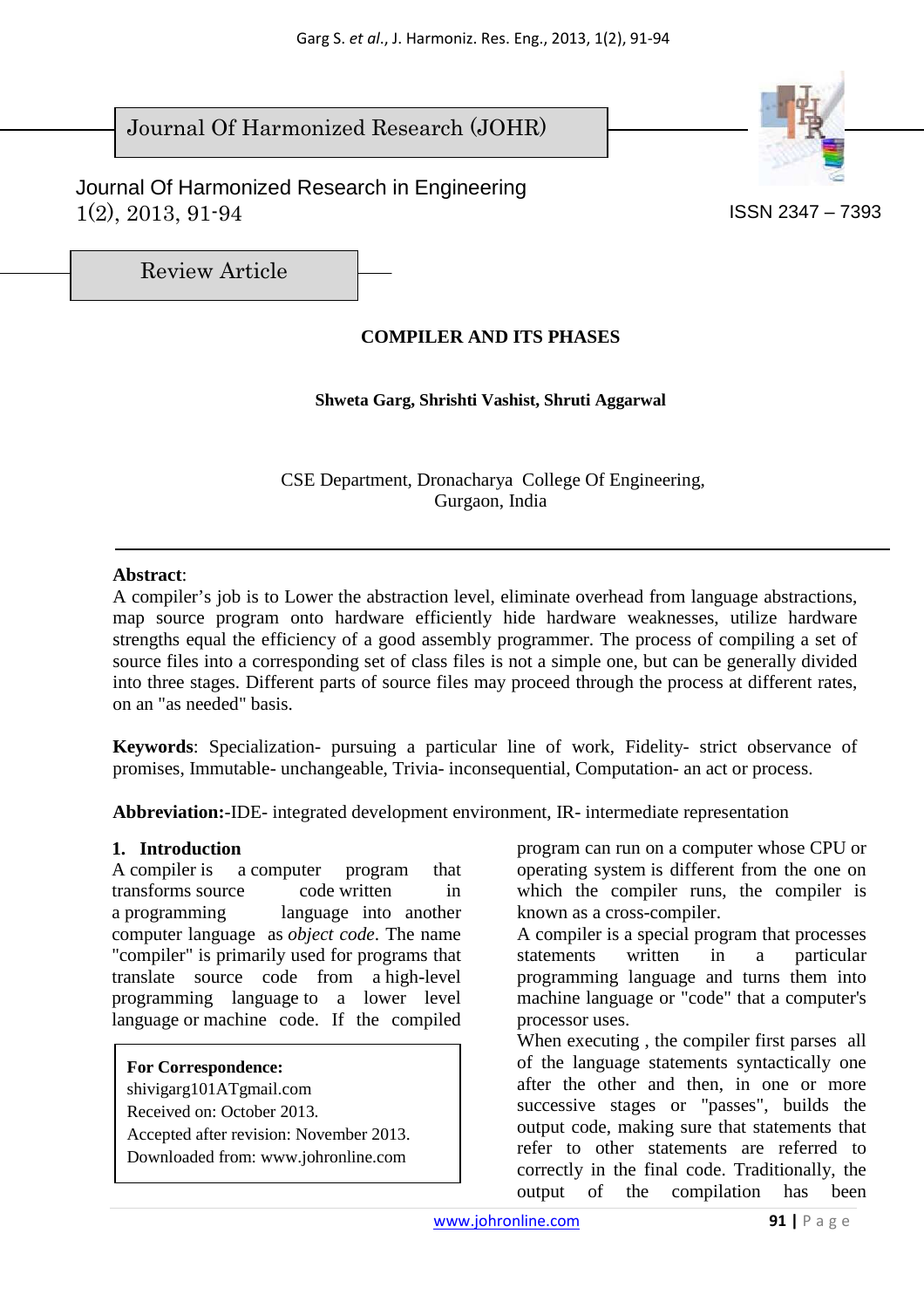Journal Of Harmonized Research (JOHR)

Journal Of Harmonized Research in Engineering
1(2), 2013, 91-94

ISSN 2347 – 7393

Review Article

# COMPILER AND ITS PHASES

**Shweta Garg, Shrishti Vashist, Shruti Aggarwal**

CSE Department, Dronacharya College Of Engineering,
Gurgaon, India

**Abstract**:
A compiler's job is to Lower the abstraction level, eliminate overhead from language abstractions, map source program onto hardware efficiently hide hardware weaknesses, utilize hardware strengths equal the efficiency of a good assembly programmer. The process of compiling a set of source files into a corresponding set of class files is not a simple one, but can be generally divided into three stages. Different parts of source files may proceed through the process at different rates, on an "as needed" basis.

**Keywords**: Specialization- pursuing a particular line of work, Fidelity- strict observance of promises, Immutable- unchangeable, Trivia- inconsequential, Computation- an act or process.

**Abbreviation:**-IDE- integrated development environment, IR- intermediate representation

## 1. Introduction

A compiler is a computer program that transforms source code written in a programming language into another computer language as *object code*. The name "compiler" is primarily used for programs that translate source code from a high-level programming language to a lower level language or machine code. If the compiled program can run on a computer whose CPU or operating system is different from the one on which the compiler runs, the compiler is known as a cross-compiler.

A compiler is a special program that processes statements written in a particular programming language and turns them into machine language or "code" that a computer's processor uses.

When executing , the compiler first parses all of the language statements syntactically one after the other and then, in one or more successive stages or "passes", builds the output code, making sure that statements that refer to other statements are referred to correctly in the final code. Traditionally, the output of the compilation has been

**For Correspondence:**
shivigarg101ATgmail.com
Received on: October 2013.
Accepted after revision: November 2013.
Downloaded from: www.johronline.com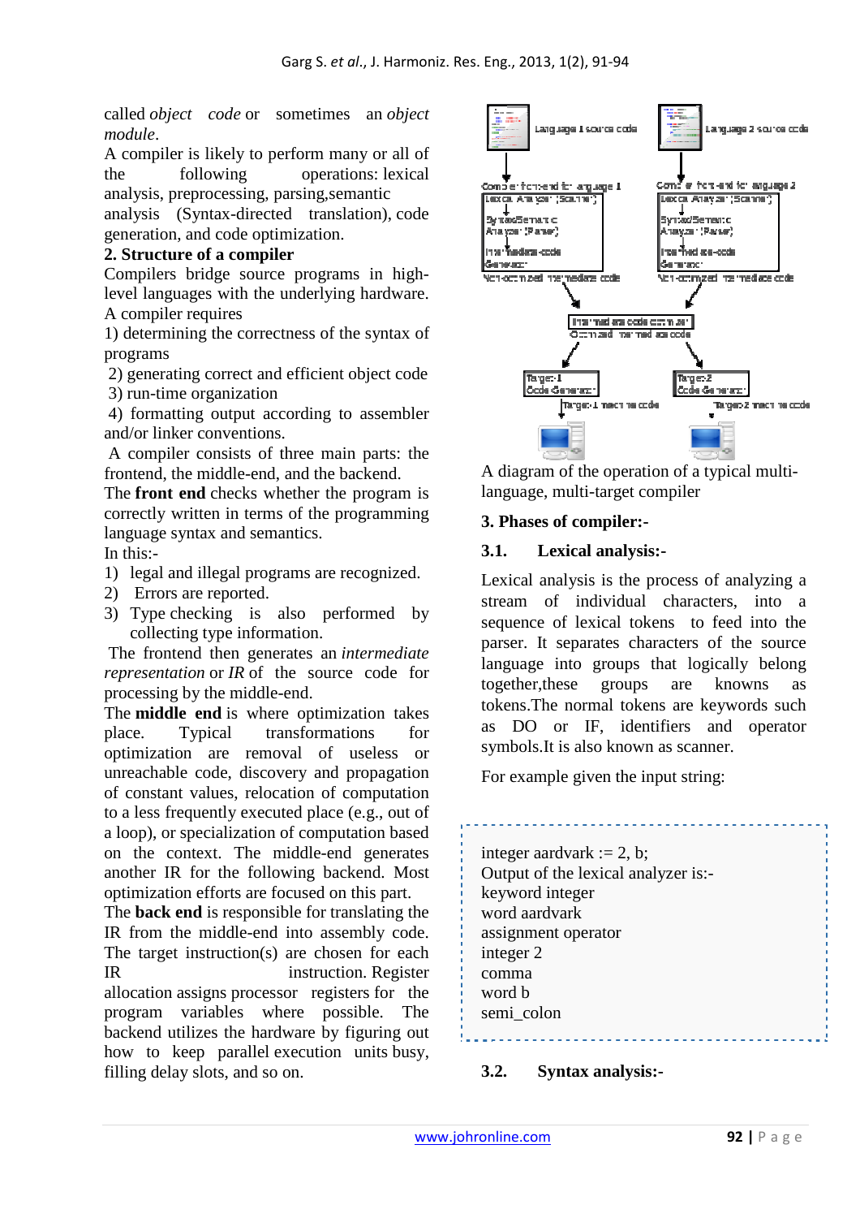called *object code* or sometimes an *object module*.

A compiler is likely to perform many or all of the following operations: lexical analysis, preprocessing, parsing,semantic analysis (Syntax-directed translation), code generation, and code optimization.

## 2. Structure of a compiler

Compilers bridge source programs in high-level languages with the underlying hardware. A compiler requires

1) determining the correctness of the syntax of programs
2) generating correct and efficient object code
3) run-time organization
4) formatting output according to assembler and/or linker conventions.

A compiler consists of three main parts: the frontend, the middle-end, and the backend.

The **front end** checks whether the program is correctly written in terms of the programming language syntax and semantics.

In this:-

1) legal and illegal programs are recognized.
2) Errors are reported.
3) Type checking is also performed by collecting type information.

The frontend then generates an *intermediate representation* or *IR* of the source code for processing by the middle-end.

The **middle end** is where optimization takes place. Typical transformations for optimization are removal of useless or unreachable code, discovery and propagation of constant values, relocation of computation to a less frequently executed place (e.g., out of a loop), or specialization of computation based on the context. The middle-end generates another IR for the following backend. Most optimization efforts are focused on this part.

The **back end** is responsible for translating the IR from the middle-end into assembly code. The target instruction(s) are chosen for each IR instruction. Register allocation assigns processor registers for the program variables where possible. The backend utilizes the hardware by figuring out how to keep parallel execution units busy, filling delay slots, and so on.

A diagram of the operation of a typical multi-language, multi-target compiler

## 3. Phases of compiler:-

### 3.1. Lexical analysis:-

Lexical analysis is the process of analyzing a stream of individual characters, into a sequence of lexical tokens to feed into the parser. It separates characters of the source language into groups that logically belong together,these groups are knowns as tokens.The normal tokens are keywords such as DO or IF, identifiers and operator symbols.It is also known as scanner.

For example given the input string:

integer aardvark := 2, b;
Output of the lexical analyzer is:-
keyword integer
word aardvark
assignment operator
integer 2
comma
word b
semi_colon

### 3.2. Syntax analysis:-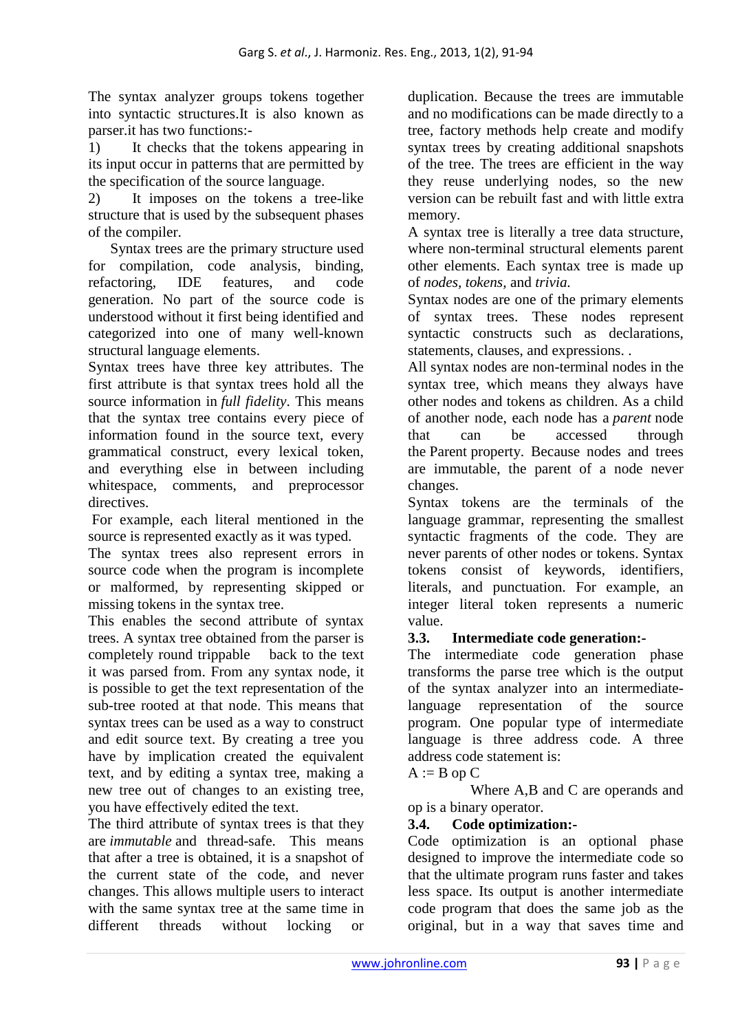The syntax analyzer groups tokens together into syntactic structures.It is also known as parser.it has two functions:-

1) It checks that the tokens appearing in its input occur in patterns that are permitted by the specification of the source language.
2) It imposes on the tokens a tree-like structure that is used by the subsequent phases of the compiler.

Syntax trees are the primary structure used for compilation, code analysis, binding, refactoring, IDE features, and code generation. No part of the source code is understood without it first being identified and categorized into one of many well-known structural language elements.

Syntax trees have three key attributes. The first attribute is that syntax trees hold all the source information in *full fidelity*. This means that the syntax tree contains every piece of information found in the source text, every grammatical construct, every lexical token, and everything else in between including whitespace, comments, and preprocessor directives.

For example, each literal mentioned in the source is represented exactly as it was typed.

The syntax trees also represent errors in source code when the program is incomplete or malformed, by representing skipped or missing tokens in the syntax tree.

This enables the second attribute of syntax trees. A syntax tree obtained from the parser is completely round trippable back to the text it was parsed from. From any syntax node, it is possible to get the text representation of the sub-tree rooted at that node. This means that syntax trees can be used as a way to construct and edit source text. By creating a tree you have by implication created the equivalent text, and by editing a syntax tree, making a new tree out of changes to an existing tree, you have effectively edited the text.

The third attribute of syntax trees is that they are *immutable* and thread-safe. This means that after a tree is obtained, it is a snapshot of the current state of the code, and never changes. This allows multiple users to interact with the same syntax tree at the same time in different threads without locking or duplication. Because the trees are immutable and no modifications can be made directly to a tree, factory methods help create and modify syntax trees by creating additional snapshots of the tree. The trees are efficient in the way they reuse underlying nodes, so the new version can be rebuilt fast and with little extra memory.

A syntax tree is literally a tree data structure, where non-terminal structural elements parent other elements. Each syntax tree is made up of *nodes*, *tokens*, and *trivia.*

Syntax nodes are one of the primary elements of syntax trees. These nodes represent syntactic constructs such as declarations, statements, clauses, and expressions. .

All syntax nodes are non-terminal nodes in the syntax tree, which means they always have other nodes and tokens as children. As a child of another node, each node has a *parent* node that can be accessed through the Parent property. Because nodes and trees are immutable, the parent of a node never changes.

Syntax tokens are the terminals of the language grammar, representing the smallest syntactic fragments of the code. They are never parents of other nodes or tokens. Syntax tokens consist of keywords, identifiers, literals, and punctuation. For example, an integer literal token represents a numeric value.

### 3.3. Intermediate code generation:-

The intermediate code generation phase transforms the parse tree which is the output of the syntax analyzer into an intermediate-language representation of the source program. One popular type of intermediate language is three address code. A three address code statement is:

$A := B \text{ op } C$

Where A,B and C are operands and op is a binary operator.

### 3.4. Code optimization:-

Code optimization is an optional phase designed to improve the intermediate code so that the ultimate program runs faster and takes less space. Its output is another intermediate code program that does the same job as the original, but in a way that saves time and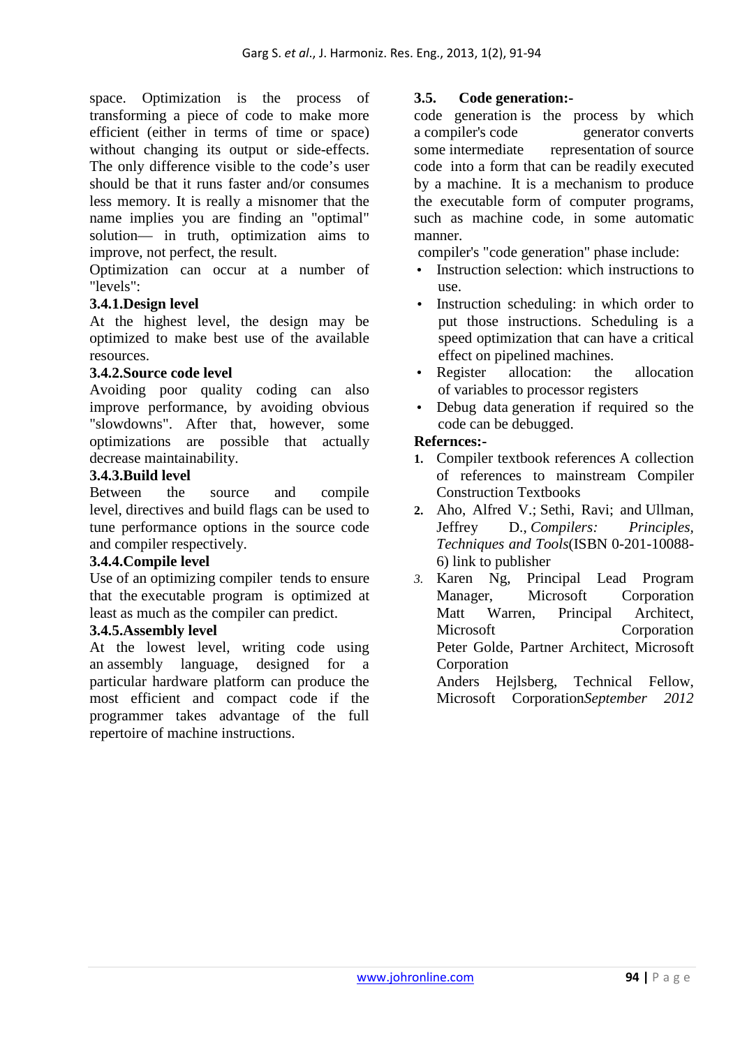space. Optimization is the process of transforming a piece of code to make more efficient (either in terms of time or space) without changing its output or side-effects. The only difference visible to the code's user should be that it runs faster and/or consumes less memory. It is really a misnomer that the name implies you are finding an "optimal" solution— in truth, optimization aims to improve, not perfect, the result.

Optimization can occur at a number of "levels":

### 3.4.1.Design level

At the highest level, the design may be optimized to make best use of the available resources.

### 3.4.2.Source code level

Avoiding poor quality coding can also improve performance, by avoiding obvious "slowdowns". After that, however, some optimizations are possible that actually decrease maintainability.

### 3.4.3.Build level

Between the source and compile level, directives and build flags can be used to tune performance options in the source code and compiler respectively.

### 3.4.4.Compile level

Use of an optimizing compiler tends to ensure that the executable program is optimized at least as much as the compiler can predict.

### 3.4.5.Assembly level

At the lowest level, writing code using an assembly language, designed for a particular hardware platform can produce the most efficient and compact code if the programmer takes advantage of the full repertoire of machine instructions.

## 3.5. Code generation:-

code generation is the process by which a compiler's code generator converts some intermediate representation of source code into a form that can be readily executed by a machine. It is a mechanism to produce the executable form of computer programs, such as machine code, in some automatic manner.

compiler's "code generation" phase include:

- Instruction selection: which instructions to use.
- Instruction scheduling: in which order to put those instructions. Scheduling is a speed optimization that can have a critical effect on pipelined machines.
- Register allocation: the allocation of variables to processor registers
- Debug data generation if required so the code can be debugged.

## Refernces:-

1. Compiler textbook references A collection of references to mainstream Compiler Construction Textbooks
2. Aho, Alfred V.; Sethi, Ravi; and Ullman, Jeffrey D., *Compilers: Principles, Techniques and Tools*(ISBN 0-201-10088-6) link to publisher
3. Karen Ng, Principal Lead Program Manager, Microsoft Corporation Matt Warren, Principal Architect, Microsoft Corporation Peter Golde, Partner Architect, Microsoft Corporation Anders Hejlsberg, Technical Fellow, Microsoft Corporation*September 2012*